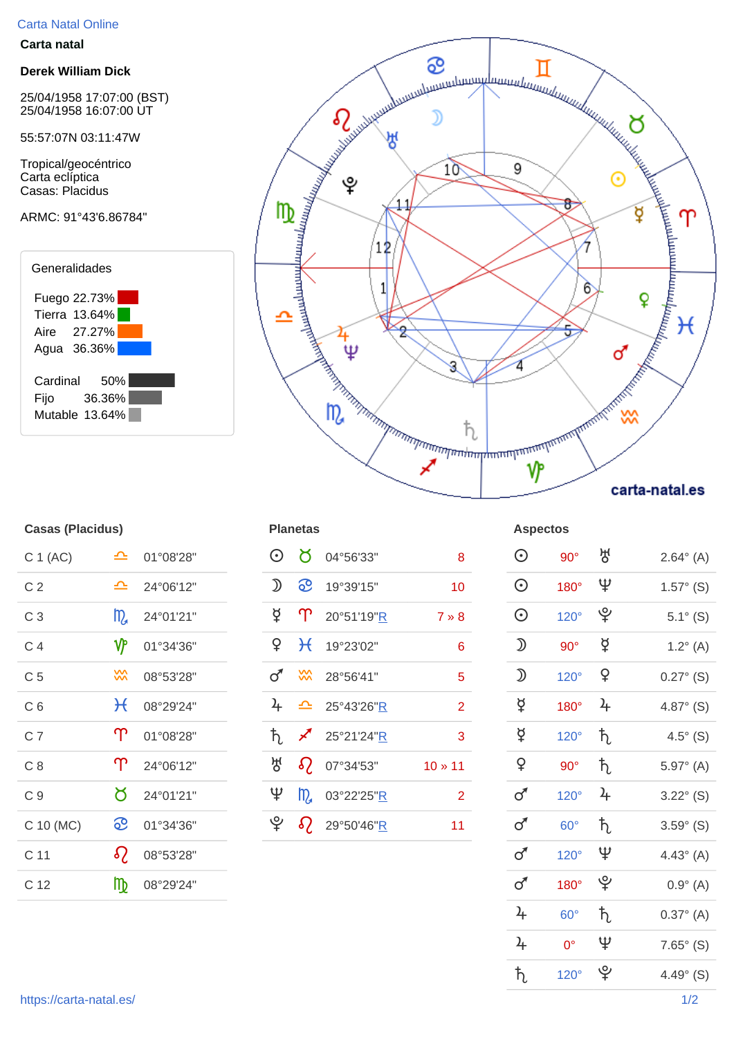Carta Natal Online

**Carta natal**

**Derek William Dick**

25/04/1958 17:07:00 (BST)
25/04/1958 16:07:00 UT

55:57:07N 03:11:47W

Tropical/geocéntrico
Carta eclíptica
Casas: Placidus

ARMC: 91°43'6.86784"

### Generalidades

| | |
|---|---|
| Fuego | 22.73% |
| Tierra | 13.64% |
| Aire | 27.27% |
| Agua | 36.36% |

| | |
|---|---|
| Cardinal | 50% |
| Fijo | 36.36% |
| Mutable | 13.64% |

carta-natal.es

### Casas (Placidus)

| Casa | Signo | Grado |
|---|---|---|
| C 1 (AC) | ♎ | 01°08'28" |
| C 2 | ♎ | 24°06'12" |
| C 3 | ♏ | 24°01'21" |
| C 4 | ♑ | 01°34'36" |
| C 5 | ♒ | 08°53'28" |
| C 6 | ♓ | 08°29'24" |
| C 7 | ♈ | 01°08'28" |
| C 8 | ♈ | 24°06'12" |
| C 9 | ♉ | 24°01'21" |
| C 10 (MC) | ♋ | 01°34'36" |
| C 11 | ♌ | 08°53'28" |
| C 12 | ♍ | 08°29'24" |

### Planetas

| Planeta | Signo | Grado | Casa |
|---|---|---|---|
| ☉ | ♉ | 04°56'33" | 8 |
| ☽ | ♋ | 19°39'15" | 10 |
| ☿ | ♈ | 20°51'19"R | 7 » 8 |
| ♀ | ♓ | 19°23'02" | 6 |
| ♂ | ♒ | 28°56'41" | 5 |
| ♃ | ♎ | 25°43'26"R | 2 |
| ♄ | ♐ | 25°21'24"R | 3 |
| ♅ | ♌ | 07°34'53" | 10 » 11 |
| ♆ | ♏ | 03°22'25"R | 2 |
| ♇ | ♌ | 29°50'46"R | 11 |

### Aspectos

| Planeta | Aspecto | Planeta | Orbe |
|---|---|---|---|
| ☉ | 90° | ♅ | 2.64° (A) |
| ☉ | 180° | ♆ | 1.57° (S) |
| ☉ | 120° | ♇ | 5.1° (S) |
| ☽ | 90° | ☿ | 1.2° (A) |
| ☽ | 120° | ♀ | 0.27° (S) |
| ☿ | 180° | ♃ | 4.87° (S) |
| ☿ | 120° | ♄ | 4.5° (S) |
| ♀ | 90° | ♄ | 5.97° (A) |
| ♂ | 120° | ♃ | 3.22° (S) |
| ♂ | 60° | ♄ | 3.59° (S) |
| ♂ | 120° | ♆ | 4.43° (A) |
| ♂ | 180° | ♇ | 0.9° (A) |
| ♃ | 60° | ♄ | 0.37° (A) |
| ♃ | 0° | ♆ | 7.65° (S) |
| ♄ | 120° | ♇ | 4.49° (S) |

https://carta-natal.es/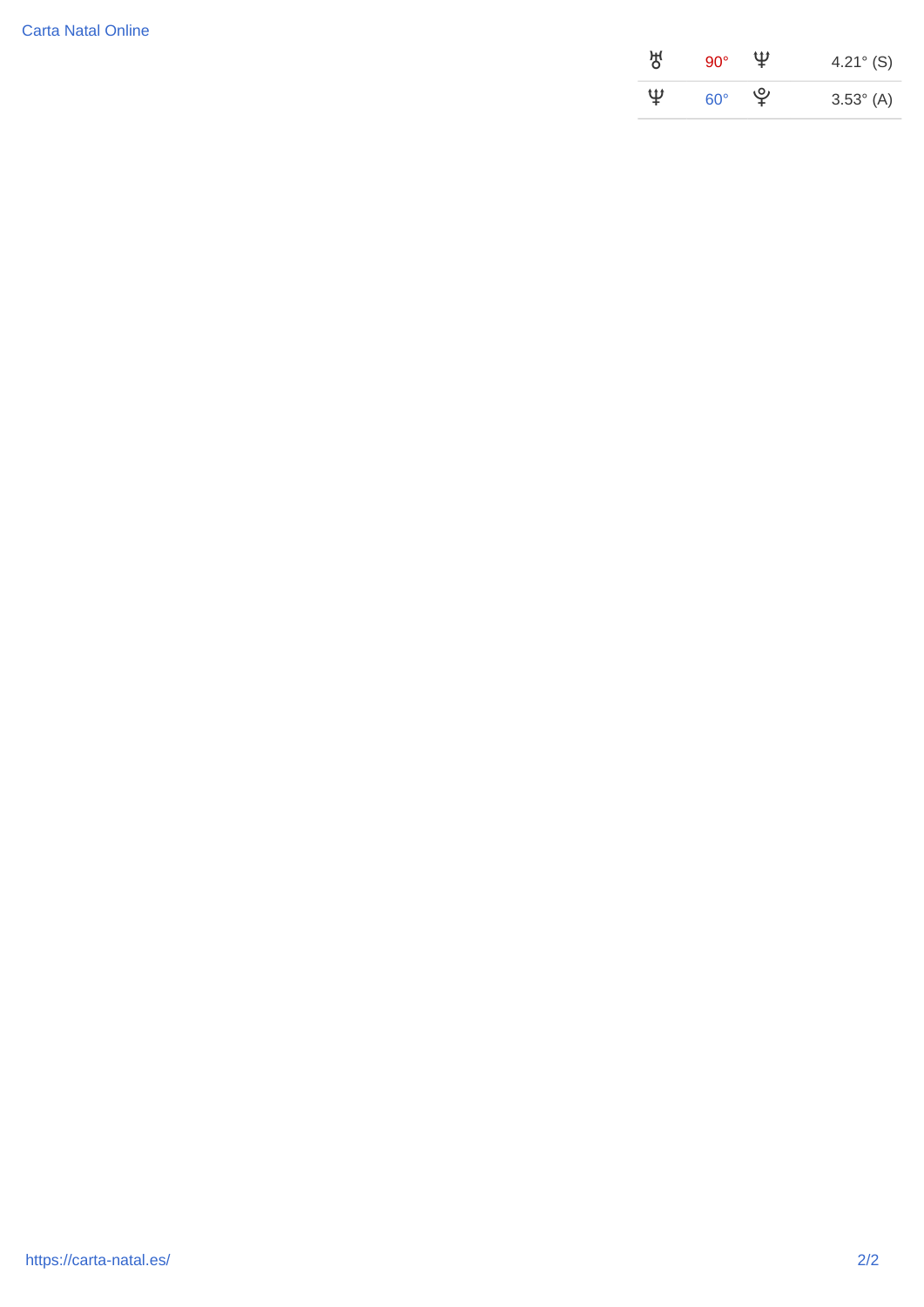| | | | |
|---|---|---|---|
| ♅ | 90° | ♆ | 4.21° (S) |
| ♆ | 60° | ♇ | 3.53° (A) |